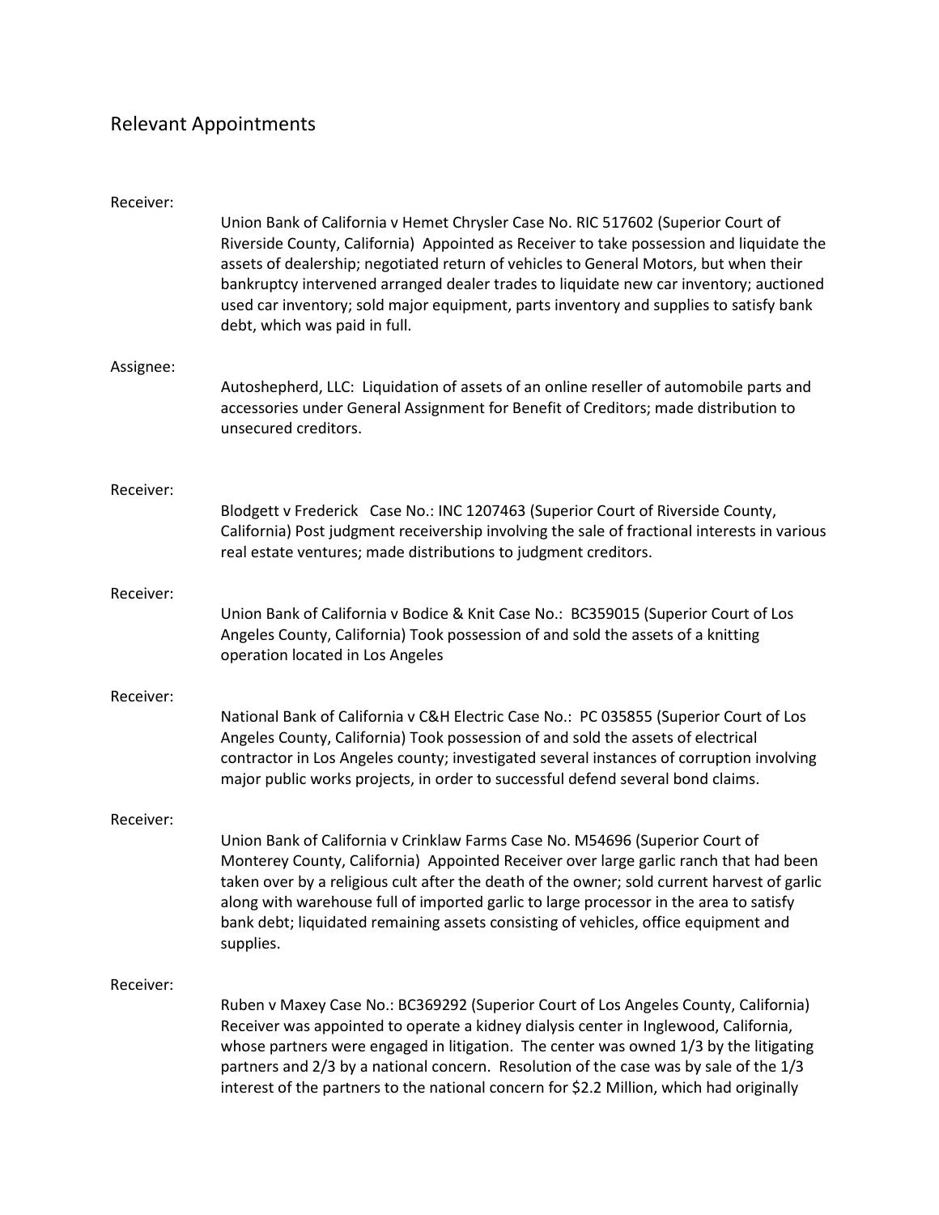## Relevant Appointments

**Receiver:**

Union Bank of California v Hemet Chrysler Case No. RIC 517602 (Superior Court of Riverside County, California) Appointed as Receiver to take possession and liquidate the assets of dealership; negotiated return of vehicles to General Motors, but when their bankruptcy intervened arranged dealer trades to liquidate new car inventory; auctioned used car inventory; sold major equipment, parts inventory and supplies to satisfy bank debt, which was paid in full.

**Assignee:**

Autoshepherd, LLC: Liquidation of assets of an online reseller of automobile parts and accessories under General Assignment for Benefit of Creditors; made distribution to unsecured creditors.

**Receiver:**

Blodgett v Frederick Case No.: INC 1207463 (Superior Court of Riverside County, California) Post judgment receivership involving the sale of fractional interests in various real estate ventures; made distributions to judgment creditors.

**Receiver:**

Union Bank of California v Bodice & Knit Case No.: BC359015 (Superior Court of Los Angeles County, California) Took possession of and sold the assets of a knitting operation located in Los Angeles

**Receiver:**

National Bank of California v C&H Electric Case No.: PC 035855 (Superior Court of Los Angeles County, California) Took possession of and sold the assets of electrical contractor in Los Angeles county; investigated several instances of corruption involving major public works projects, in order to successful defend several bond claims.

**Receiver:**

Union Bank of California v Crinklaw Farms Case No. M54696 (Superior Court of Monterey County, California) Appointed Receiver over large garlic ranch that had been taken over by a religious cult after the death of the owner; sold current harvest of garlic along with warehouse full of imported garlic to large processor in the area to satisfy bank debt; liquidated remaining assets consisting of vehicles, office equipment and supplies.

**Receiver:**

Ruben v Maxey Case No.: BC369292 (Superior Court of Los Angeles County, California) Receiver was appointed to operate a kidney dialysis center in Inglewood, California, whose partners were engaged in litigation. The center was owned 1/3 by the litigating partners and 2/3 by a national concern. Resolution of the case was by sale of the 1/3 interest of the partners to the national concern for $2.2 Million, which had originally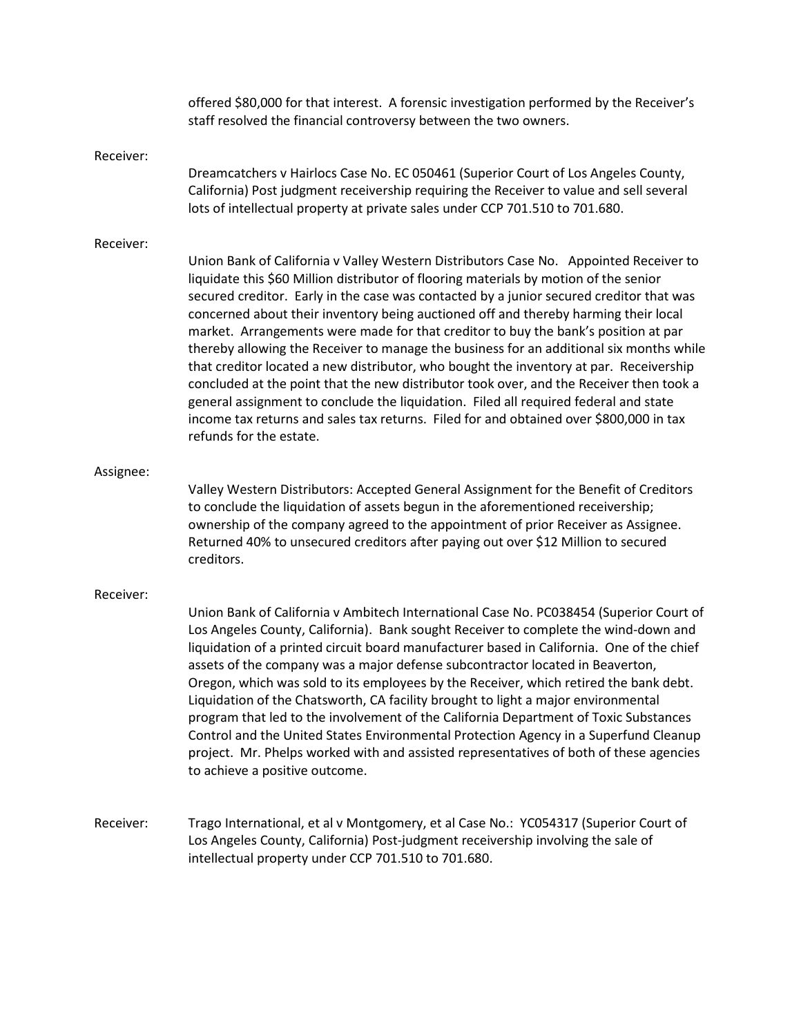offered $80,000 for that interest. A forensic investigation performed by the Receiver's staff resolved the financial controversy between the two owners.

Receiver:

Dreamcatchers v Hairlocs Case No. EC 050461 (Superior Court of Los Angeles County, California) Post judgment receivership requiring the Receiver to value and sell several lots of intellectual property at private sales under CCP 701.510 to 701.680.

Receiver:

Union Bank of California v Valley Western Distributors Case No. Appointed Receiver to liquidate this $60 Million distributor of flooring materials by motion of the senior secured creditor. Early in the case was contacted by a junior secured creditor that was concerned about their inventory being auctioned off and thereby harming their local market. Arrangements were made for that creditor to buy the bank's position at par thereby allowing the Receiver to manage the business for an additional six months while that creditor located a new distributor, who bought the inventory at par. Receivership concluded at the point that the new distributor took over, and the Receiver then took a general assignment to conclude the liquidation. Filed all required federal and state income tax returns and sales tax returns. Filed for and obtained over $800,000 in tax refunds for the estate.

Assignee:

Valley Western Distributors: Accepted General Assignment for the Benefit of Creditors to conclude the liquidation of assets begun in the aforementioned receivership; ownership of the company agreed to the appointment of prior Receiver as Assignee. Returned 40% to unsecured creditors after paying out over $12 Million to secured creditors.

Receiver:

Union Bank of California v Ambitech International Case No. PC038454 (Superior Court of Los Angeles County, California). Bank sought Receiver to complete the wind-down and liquidation of a printed circuit board manufacturer based in California. One of the chief assets of the company was a major defense subcontractor located in Beaverton, Oregon, which was sold to its employees by the Receiver, which retired the bank debt. Liquidation of the Chatsworth, CA facility brought to light a major environmental program that led to the involvement of the California Department of Toxic Substances Control and the United States Environmental Protection Agency in a Superfund Cleanup project. Mr. Phelps worked with and assisted representatives of both of these agencies to achieve a positive outcome.

Receiver: Trago International, et al v Montgomery, et al Case No.: YC054317 (Superior Court of Los Angeles County, California) Post-judgment receivership involving the sale of intellectual property under CCP 701.510 to 701.680.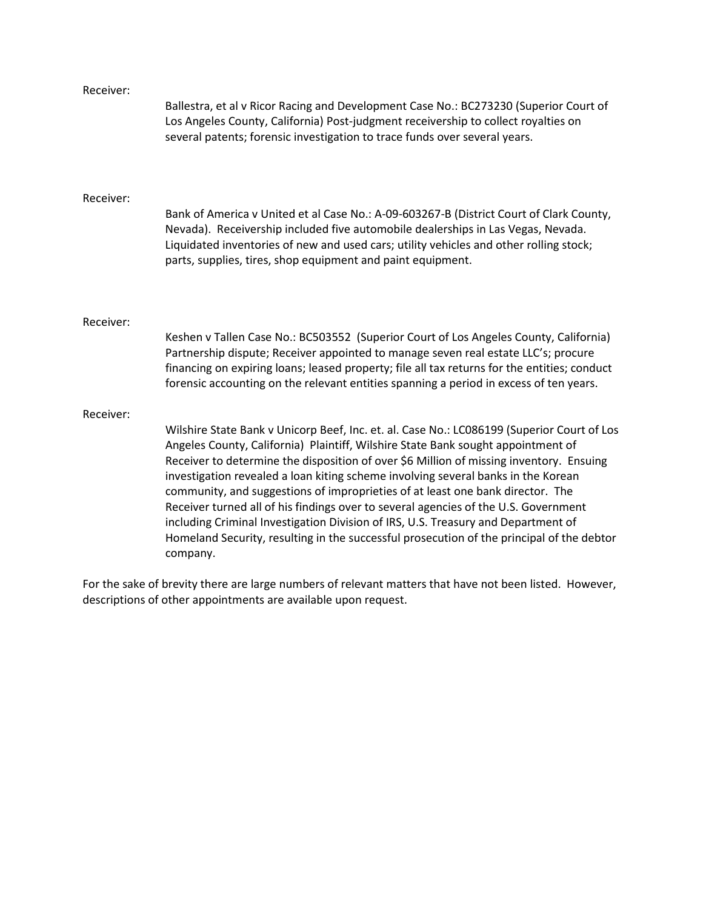Receiver:

Ballestra, et al v Ricor Racing and Development Case No.: BC273230 (Superior Court of Los Angeles County, California) Post-judgment receivership to collect royalties on several patents; forensic investigation to trace funds over several years.

Receiver:

Bank of America v United et al Case No.: A-09-603267-B (District Court of Clark County, Nevada). Receivership included five automobile dealerships in Las Vegas, Nevada. Liquidated inventories of new and used cars; utility vehicles and other rolling stock; parts, supplies, tires, shop equipment and paint equipment.

Receiver:

Keshen v Tallen Case No.: BC503552 (Superior Court of Los Angeles County, California) Partnership dispute; Receiver appointed to manage seven real estate LLC's; procure financing on expiring loans; leased property; file all tax returns for the entities; conduct forensic accounting on the relevant entities spanning a period in excess of ten years.

Receiver:

Wilshire State Bank v Unicorp Beef, Inc. et. al. Case No.: LC086199 (Superior Court of Los Angeles County, California) Plaintiff, Wilshire State Bank sought appointment of Receiver to determine the disposition of over $6 Million of missing inventory. Ensuing investigation revealed a loan kiting scheme involving several banks in the Korean community, and suggestions of improprieties of at least one bank director. The Receiver turned all of his findings over to several agencies of the U.S. Government including Criminal Investigation Division of IRS, U.S. Treasury and Department of Homeland Security, resulting in the successful prosecution of the principal of the debtor company.

For the sake of brevity there are large numbers of relevant matters that have not been listed. However, descriptions of other appointments are available upon request.